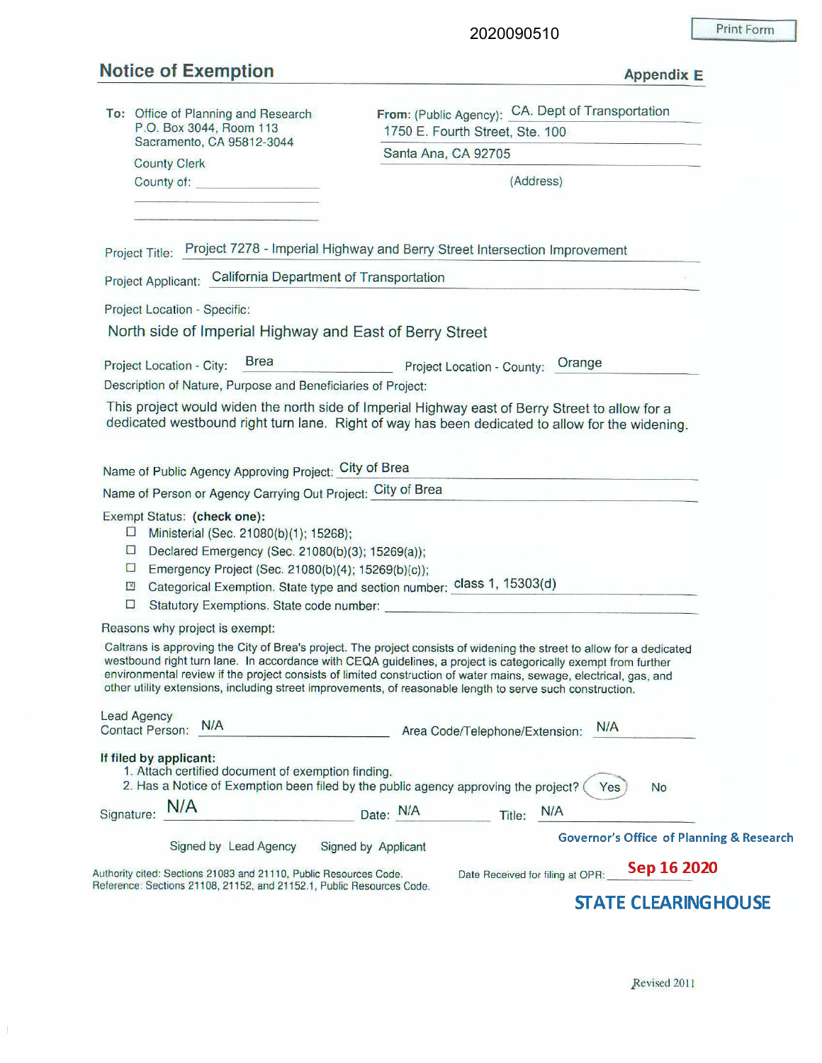2020090510

Print Form

## Notice of Exemption

**Appendix E**

**To:** Office of Planning and Research
P.O. Box 3044, Room 113
Sacramento, CA 95812-3044

County Clerk
County of: ____________________

**From:** (Public Agency): CA. Dept of Transportation
1750 E. Fourth Street, Ste. 100
Santa Ana, CA 92705
(Address)

Project Title: Project 7278 - Imperial Highway and Berry Street Intersection Improvement

Project Applicant: California Department of Transportation

Project Location - Specific:

North side of Imperial Highway and East of Berry Street

Project Location - City: Brea    Project Location - County: Orange

Description of Nature, Purpose and Beneficiaries of Project:

This project would widen the north side of Imperial Highway east of Berry Street to allow for a dedicated westbound right turn lane. Right of way has been dedicated to allow for the widening.

Name of Public Agency Approving Project: City of Brea

Name of Person or Agency Carrying Out Project: City of Brea

Exempt Status: **(check one):**

- ☐ Ministerial (Sec. 21080(b)(1); 15268);
- ☐ Declared Emergency (Sec. 21080(b)(3); 15269(a));
- ☐ Emergency Project (Sec. 21080(b)(4); 15269(b)(c));
- ☒ Categorical Exemption. State type and section number: class 1, 15303(d)
- ☐ Statutory Exemptions. State code number: ____________________

Reasons why project is exempt:

Caltrans is approving the City of Brea's project. The project consists of widening the street to allow for a dedicated westbound right turn lane. In accordance with CEQA guidelines, a project is categorically exempt from further environmental review if the project consists of limited construction of water mains, sewage, electrical, gas, and other utility extensions, including street improvements, of reasonable length to serve such construction.

Lead Agency
Contact Person: N/A    Area Code/Telephone/Extension: N/A

**If filed by applicant:**

1. Attach certified document of exemption finding.
2. Has a Notice of Exemption been filed by the public agency approving the project? (Yes) No

Signature: N/A    Date: N/A    Title: N/A

☐ Signed by Lead Agency ☐ Signed by Applicant

Authority cited: Sections 21083 and 21110, Public Resources Code.
Reference: Sections 21108, 21152, and 21152.1, Public Resources Code.

Governor's Office of Planning & Research

Date Received for filing at OPR: Sep 16 2020

STATE CLEARINGHOUSE

Revised 2011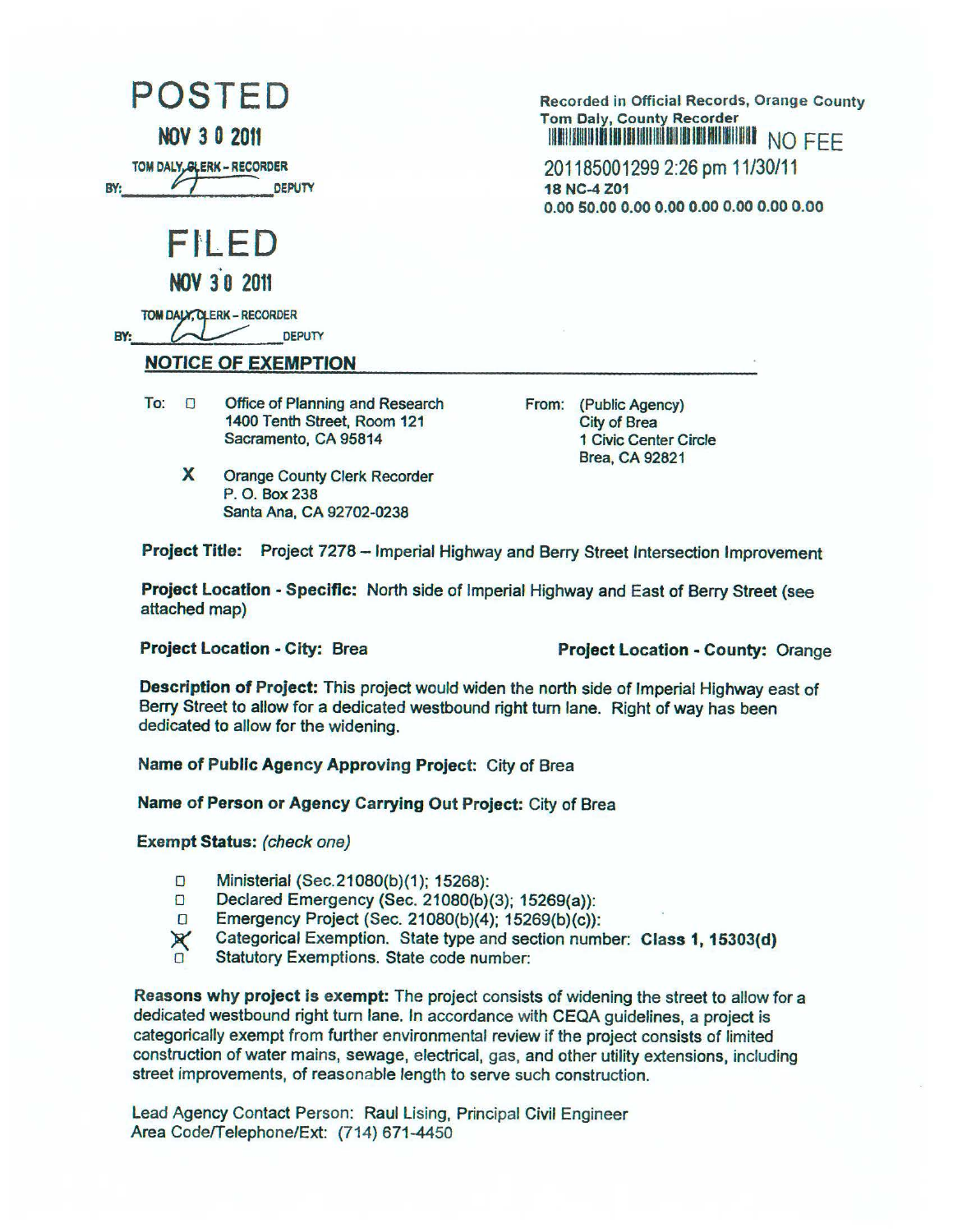**POSTED**

**NOV 3 0 2011**

TOM DALY, CLERK – RECORDER

BY: ______________ DEPUTY

**FILED**

**NOV 3 0 2011**

TOM DALY, CLERK – RECORDER

BY: ______________ DEPUTY

Recorded in Official Records, Orange County
Tom Daly, County Recorder
NO FEE

201185001299 2:26 pm 11/30/11
**18 NC-4 Z01**
**0.00 50.00 0.00 0.00 0.00 0.00 0.00 0.00**

## NOTICE OF EXEMPTION

To: ☐ Office of Planning and Research
1400 Tenth Street, Room 121
Sacramento, CA 95814

**X** Orange County Clerk Recorder
P. O. Box 238
Santa Ana, CA 92702-0238

From: (Public Agency)
City of Brea
1 Civic Center Circle
Brea, CA 92821

**Project Title:** Project 7278 – Imperial Highway and Berry Street Intersection Improvement

**Project Location - Specific:** North side of Imperial Highway and East of Berry Street (see attached map)

**Project Location - City:** Brea

**Project Location - County:** Orange

**Description of Project:** This project would widen the north side of Imperial Highway east of Berry Street to allow for a dedicated westbound right turn lane. Right of way has been dedicated to allow for the widening.

**Name of Public Agency Approving Project:** City of Brea

**Name of Person or Agency Carrying Out Project:** City of Brea

**Exempt Status:** *(check one)*

- ☐ Ministerial (Sec.21080(b)(1); 15268):
- ☐ Declared Emergency (Sec. 21080(b)(3); 15269(a)):
- ☐ Emergency Project (Sec. 21080(b)(4); 15269(b)(c)):
- ☒ Categorical Exemption. State type and section number: **Class 1, 15303(d)**
- ☐ Statutory Exemptions. State code number:

**Reasons why project is exempt:** The project consists of widening the street to allow for a dedicated westbound right turn lane. In accordance with CEQA guidelines, a project is categorically exempt from further environmental review if the project consists of limited construction of water mains, sewage, electrical, gas, and other utility extensions, including street improvements, of reasonable length to serve such construction.

Lead Agency Contact Person: Raul Lising, Principal Civil Engineer
Area Code/Telephone/Ext: (714) 671-4450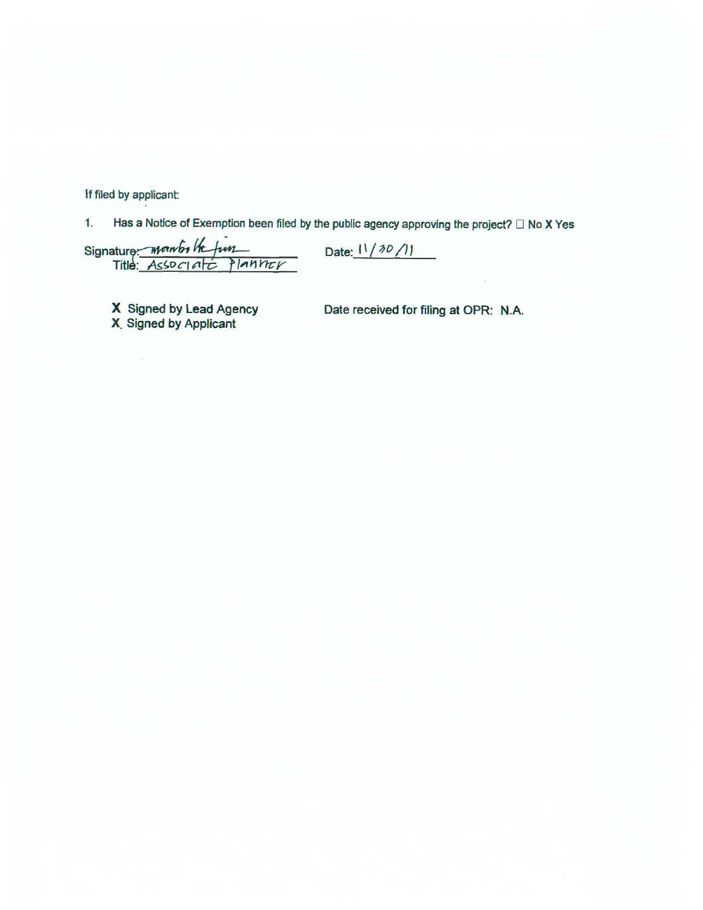If filed by applicant:

1. Has a Notice of Exemption been filed by the public agency approving the project? ☐ No X Yes

Signature: manbr lh fun Date: 11/30/11

Title: Associate Planner

X Signed by Lead Agency

X. Signed by Applicant

Date received for filing at OPR: N.A.